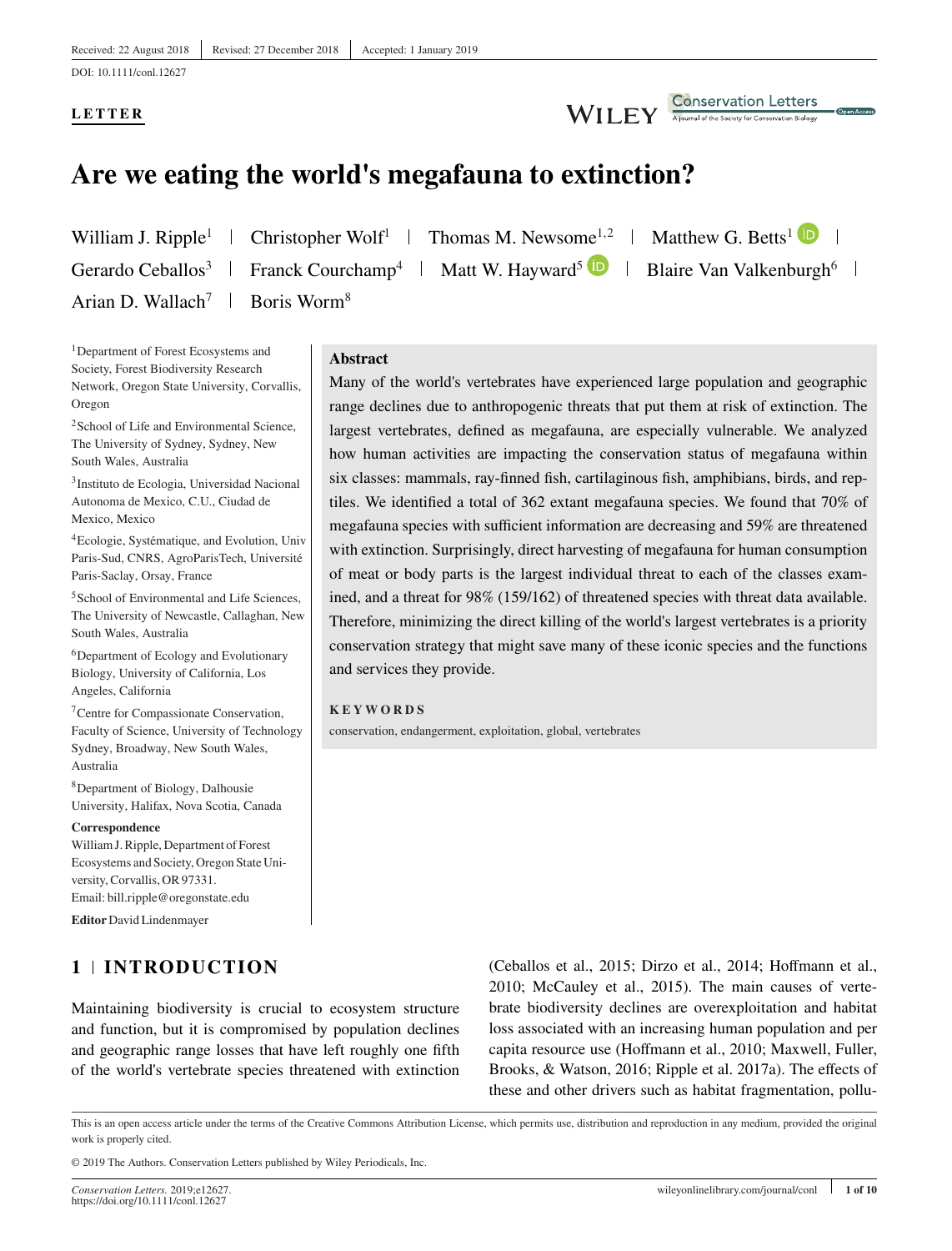Received: 22 August 2018 | Revised: 27 December 2018 | Accepted: 1 January 2019

DOI: 10.1111/conl.12627

**LETTER**

# Are we eating the world's megafauna to extinction?

William J. Ripple[1] | Christopher Wolf[1] | Thomas M. Newsome[1,2] | Matthew G. Betts[1] | Gerardo Ceballos[3] | Franck Courchamp[4] | Matt W. Hayward[5] | Blaire Van Valkenburgh[6] | Arian D. Wallach[7] | Boris Worm[8]

[1]Department of Forest Ecosystems and Society, Forest Biodiversity Research Network, Oregon State University, Corvallis, Oregon

[2]School of Life and Environmental Science, The University of Sydney, Sydney, New South Wales, Australia

[3]Instituto de Ecologia, Universidad Nacional Autonoma de Mexico, C.U., Ciudad de Mexico, Mexico

[4]Ecologie, Systématique, and Evolution, Univ Paris-Sud, CNRS, AgroParisTech, Université Paris-Saclay, Orsay, France

[5]School of Environmental and Life Sciences, The University of Newcastle, Callaghan, New South Wales, Australia

[6]Department of Ecology and Evolutionary Biology, University of California, Los Angeles, California

[7]Centre for Compassionate Conservation, Faculty of Science, University of Technology Sydney, Broadway, New South Wales, Australia

[8]Department of Biology, Dalhousie University, Halifax, Nova Scotia, Canada

**Correspondence**
William J. Ripple, Department of Forest Ecosystems and Society, Oregon State University, Corvallis, OR 97331.
Email: bill.ripple@oregonstate.edu

**Editor** David Lindenmayer

## Abstract

Many of the world's vertebrates have experienced large population and geographic range declines due to anthropogenic threats that put them at risk of extinction. The largest vertebrates, defined as megafauna, are especially vulnerable. We analyzed how human activities are impacting the conservation status of megafauna within six classes: mammals, ray-finned fish, cartilaginous fish, amphibians, birds, and reptiles. We identified a total of 362 extant megafauna species. We found that 70% of megafauna species with sufficient information are decreasing and 59% are threatened with extinction. Surprisingly, direct harvesting of megafauna for human consumption of meat or body parts is the largest individual threat to each of the classes examined, and a threat for 98% (159/162) of threatened species with threat data available. Therefore, minimizing the direct killing of the world's largest vertebrates is a priority conservation strategy that might save many of these iconic species and the functions and services they provide.

**KEYWORDS**

conservation, endangerment, exploitation, global, vertebrates

## 1 | INTRODUCTION

Maintaining biodiversity is crucial to ecosystem structure and function, but it is compromised by population declines and geographic range losses that have left roughly one fifth of the world's vertebrate species threatened with extinction (Ceballos et al., 2015; Dirzo et al., 2014; Hoffmann et al., 2010; McCauley et al., 2015). The main causes of vertebrate biodiversity declines are overexploitation and habitat loss associated with an increasing human population and per capita resource use (Hoffmann et al., 2010; Maxwell, Fuller, Brooks, & Watson, 2016; Ripple et al. 2017a). The effects of these and other drivers such as habitat fragmentation, pollu-

This is an open access article under the terms of the Creative Commons Attribution License, which permits use, distribution and reproduction in any medium, provided the original work is properly cited.

© 2019 The Authors. Conservation Letters published by Wiley Periodicals, Inc.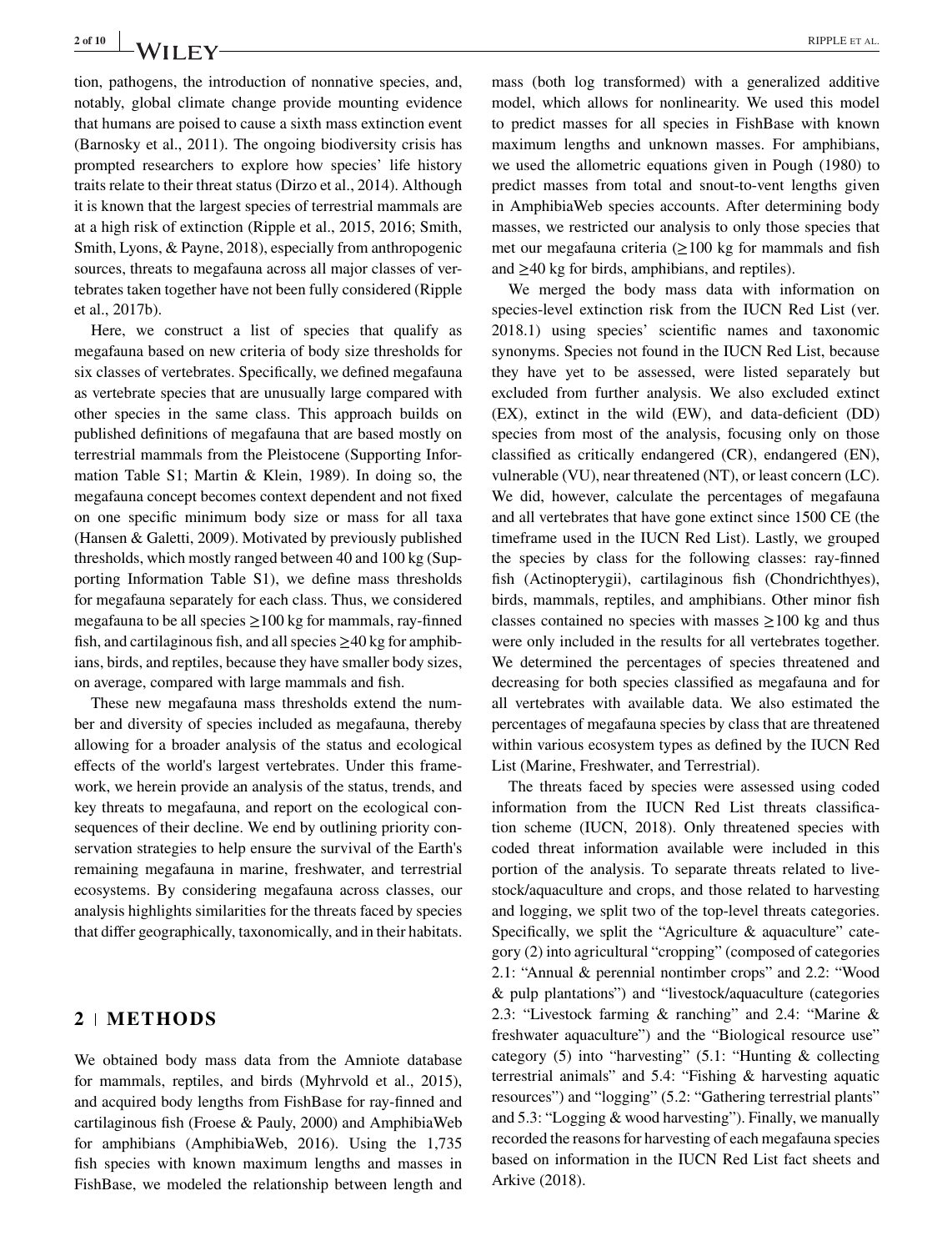tion, pathogens, the introduction of nonnative species, and, notably, global climate change provide mounting evidence that humans are poised to cause a sixth mass extinction event (Barnosky et al., 2011). The ongoing biodiversity crisis has prompted researchers to explore how species' life history traits relate to their threat status (Dirzo et al., 2014). Although it is known that the largest species of terrestrial mammals are at a high risk of extinction (Ripple et al., 2015, 2016; Smith, Smith, Lyons, & Payne, 2018), especially from anthropogenic sources, threats to megafauna across all major classes of vertebrates taken together have not been fully considered (Ripple et al., 2017b).

Here, we construct a list of species that qualify as megafauna based on new criteria of body size thresholds for six classes of vertebrates. Specifically, we defined megafauna as vertebrate species that are unusually large compared with other species in the same class. This approach builds on published definitions of megafauna that are based mostly on terrestrial mammals from the Pleistocene (Supporting Information Table S1; Martin & Klein, 1989). In doing so, the megafauna concept becomes context dependent and not fixed on one specific minimum body size or mass for all taxa (Hansen & Galetti, 2009). Motivated by previously published thresholds, which mostly ranged between 40 and 100 kg (Supporting Information Table S1), we define mass thresholds for megafauna separately for each class. Thus, we considered megafauna to be all species ≥100 kg for mammals, ray-finned fish, and cartilaginous fish, and all species ≥40 kg for amphibians, birds, and reptiles, because they have smaller body sizes, on average, compared with large mammals and fish.

These new megafauna mass thresholds extend the number and diversity of species included as megafauna, thereby allowing for a broader analysis of the status and ecological effects of the world's largest vertebrates. Under this framework, we herein provide an analysis of the status, trends, and key threats to megafauna, and report on the ecological consequences of their decline. We end by outlining priority conservation strategies to help ensure the survival of the Earth's remaining megafauna in marine, freshwater, and terrestrial ecosystems. By considering megafauna across classes, our analysis highlights similarities for the threats faced by species that differ geographically, taxonomically, and in their habitats.

## 2 | METHODS

We obtained body mass data from the Amniote database for mammals, reptiles, and birds (Myhrvold et al., 2015), and acquired body lengths from FishBase for ray-finned and cartilaginous fish (Froese & Pauly, 2000) and AmphibiaWeb for amphibians (AmphibiaWeb, 2016). Using the 1,735 fish species with known maximum lengths and masses in FishBase, we modeled the relationship between length and mass (both log transformed) with a generalized additive model, which allows for nonlinearity. We used this model to predict masses for all species in FishBase with known maximum lengths and unknown masses. For amphibians, we used the allometric equations given in Pough (1980) to predict masses from total and snout-to-vent lengths given in AmphibiaWeb species accounts. After determining body masses, we restricted our analysis to only those species that met our megafauna criteria (≥100 kg for mammals and fish and ≥40 kg for birds, amphibians, and reptiles).

We merged the body mass data with information on species-level extinction risk from the IUCN Red List (ver. 2018.1) using species' scientific names and taxonomic synonyms. Species not found in the IUCN Red List, because they have yet to be assessed, were listed separately but excluded from further analysis. We also excluded extinct (EX), extinct in the wild (EW), and data-deficient (DD) species from most of the analysis, focusing only on those classified as critically endangered (CR), endangered (EN), vulnerable (VU), near threatened (NT), or least concern (LC). We did, however, calculate the percentages of megafauna and all vertebrates that have gone extinct since 1500 CE (the timeframe used in the IUCN Red List). Lastly, we grouped the species by class for the following classes: ray-finned fish (Actinopterygii), cartilaginous fish (Chondrichthyes), birds, mammals, reptiles, and amphibians. Other minor fish classes contained no species with masses ≥100 kg and thus were only included in the results for all vertebrates together. We determined the percentages of species threatened and decreasing for both species classified as megafauna and for all vertebrates with available data. We also estimated the percentages of megafauna species by class that are threatened within various ecosystem types as defined by the IUCN Red List (Marine, Freshwater, and Terrestrial).

The threats faced by species were assessed using coded information from the IUCN Red List threats classification scheme (IUCN, 2018). Only threatened species with coded threat information available were included in this portion of the analysis. To separate threats related to livestock/aquaculture and crops, and those related to harvesting and logging, we split two of the top-level threats categories. Specifically, we split the "Agriculture & aquaculture" category (2) into agricultural "cropping" (composed of categories 2.1: "Annual & perennial nontimber crops" and 2.2: "Wood & pulp plantations") and "livestock/aquaculture (categories 2.3: "Livestock farming & ranching" and 2.4: "Marine & freshwater aquaculture") and the "Biological resource use" category (5) into "harvesting" (5.1: "Hunting & collecting terrestrial animals" and 5.4: "Fishing & harvesting aquatic resources") and "logging" (5.2: "Gathering terrestrial plants" and 5.3: "Logging & wood harvesting"). Finally, we manually recorded the reasons for harvesting of each megafauna species based on information in the IUCN Red List fact sheets and Arkive (2018).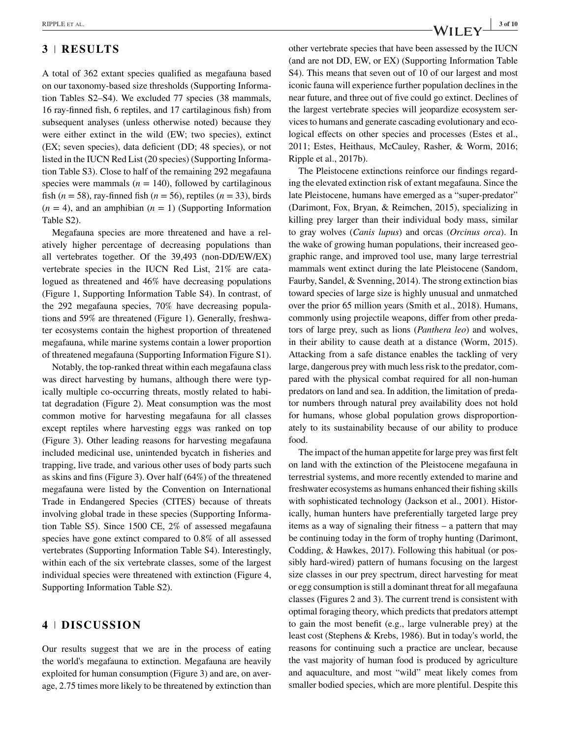## 3 | RESULTS

A total of 362 extant species qualified as megafauna based on our taxonomy-based size thresholds (Supporting Information Tables S2–S4). We excluded 77 species (38 mammals, 16 ray-finned fish, 6 reptiles, and 17 cartilaginous fish) from subsequent analyses (unless otherwise noted) because they were either extinct in the wild (EW; two species), extinct (EX; seven species), data deficient (DD; 48 species), or not listed in the IUCN Red List (20 species) (Supporting Information Table S3). Close to half of the remaining 292 megafauna species were mammals ($n = 140$), followed by cartilaginous fish ($n = 58$), ray-finned fish ($n = 56$), reptiles ($n = 33$), birds ($n = 4$), and an amphibian ($n = 1$) (Supporting Information Table S2).

Megafauna species are more threatened and have a relatively higher percentage of decreasing populations than all vertebrates together. Of the 39,493 (non-DD/EW/EX) vertebrate species in the IUCN Red List, 21% are catalogued as threatened and 46% have decreasing populations (Figure 1, Supporting Information Table S4). In contrast, of the 292 megafauna species, 70% have decreasing populations and 59% are threatened (Figure 1). Generally, freshwater ecosystems contain the highest proportion of threatened megafauna, while marine systems contain a lower proportion of threatened megafauna (Supporting Information Figure S1).

Notably, the top-ranked threat within each megafauna class was direct harvesting by humans, although there were typically multiple co-occurring threats, mostly related to habitat degradation (Figure 2). Meat consumption was the most common motive for harvesting megafauna for all classes except reptiles where harvesting eggs was ranked on top (Figure 3). Other leading reasons for harvesting megafauna included medicinal use, unintended bycatch in fisheries and trapping, live trade, and various other uses of body parts such as skins and fins (Figure 3). Over half (64%) of the threatened megafauna were listed by the Convention on International Trade in Endangered Species (CITES) because of threats involving global trade in these species (Supporting Information Table S5). Since 1500 CE, 2% of assessed megafauna species have gone extinct compared to 0.8% of all assessed vertebrates (Supporting Information Table S4). Interestingly, within each of the six vertebrate classes, some of the largest individual species were threatened with extinction (Figure 4, Supporting Information Table S2).

## 4 | DISCUSSION

Our results suggest that we are in the process of eating the world's megafauna to extinction. Megafauna are heavily exploited for human consumption (Figure 3) and are, on average, 2.75 times more likely to be threatened by extinction than other vertebrate species that have been assessed by the IUCN (and are not DD, EW, or EX) (Supporting Information Table S4). This means that seven out of 10 of our largest and most iconic fauna will experience further population declines in the near future, and three out of five could go extinct. Declines of the largest vertebrate species will jeopardize ecosystem services to humans and generate cascading evolutionary and ecological effects on other species and processes (Estes et al., 2011; Estes, Heithaus, McCauley, Rasher, & Worm, 2016; Ripple et al., 2017b).

The Pleistocene extinctions reinforce our findings regarding the elevated extinction risk of extant megafauna. Since the late Pleistocene, humans have emerged as a "super-predator" (Darimont, Fox, Bryan, & Reimchen, 2015), specializing in killing prey larger than their individual body mass, similar to gray wolves (*Canis lupus*) and orcas (*Orcinus orca*). In the wake of growing human populations, their increased geographic range, and improved tool use, many large terrestrial mammals went extinct during the late Pleistocene (Sandom, Faurby, Sandel, & Svenning, 2014). The strong extinction bias toward species of large size is highly unusual and unmatched over the prior 65 million years (Smith et al., 2018). Humans, commonly using projectile weapons, differ from other predators of large prey, such as lions (*Panthera leo*) and wolves, in their ability to cause death at a distance (Worm, 2015). Attacking from a safe distance enables the tackling of very large, dangerous prey with much less risk to the predator, compared with the physical combat required for all non-human predators on land and sea. In addition, the limitation of predator numbers through natural prey availability does not hold for humans, whose global population grows disproportionately to its sustainability because of our ability to produce food.

The impact of the human appetite for large prey was first felt on land with the extinction of the Pleistocene megafauna in terrestrial systems, and more recently extended to marine and freshwater ecosystems as humans enhanced their fishing skills with sophisticated technology (Jackson et al., 2001). Historically, human hunters have preferentially targeted large prey items as a way of signaling their fitness – a pattern that may be continuing today in the form of trophy hunting (Darimont, Codding, & Hawkes, 2017). Following this habitual (or possibly hard-wired) pattern of humans focusing on the largest size classes in our prey spectrum, direct harvesting for meat or egg consumption is still a dominant threat for all megafauna classes (Figures 2 and 3). The current trend is consistent with optimal foraging theory, which predicts that predators attempt to gain the most benefit (e.g., large vulnerable prey) at the least cost (Stephens & Krebs, 1986). But in today's world, the reasons for continuing such a practice are unclear, because the vast majority of human food is produced by agriculture and aquaculture, and most "wild" meat likely comes from smaller bodied species, which are more plentiful. Despite this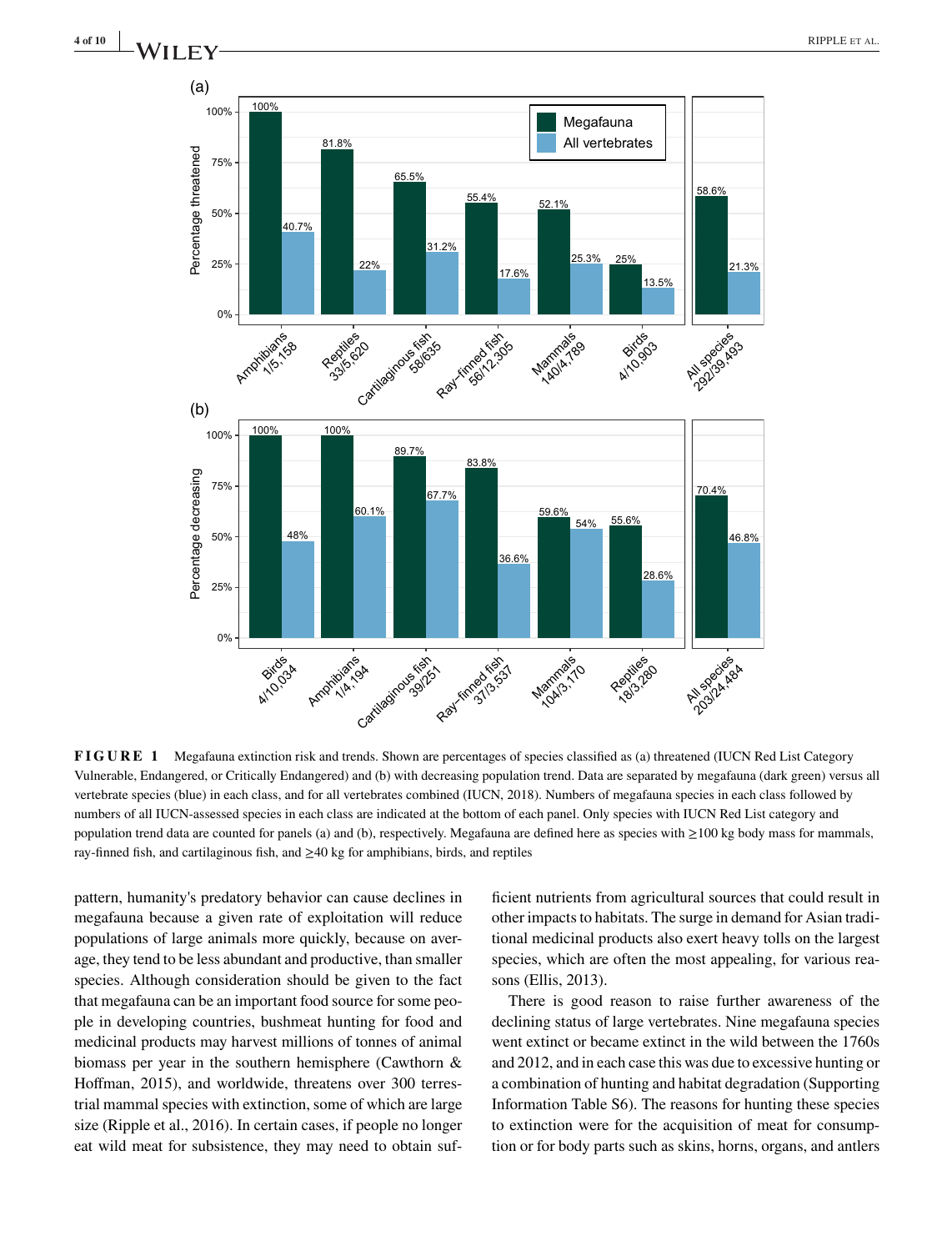**FIGURE 1** Megafauna extinction risk and trends. Shown are percentages of species classified as (a) threatened (IUCN Red List Category Vulnerable, Endangered, or Critically Endangered) and (b) with decreasing population trend. Data are separated by megafauna (dark green) versus all vertebrate species (blue) in each class, and for all vertebrates combined (IUCN, 2018). Numbers of megafauna species in each class followed by numbers of all IUCN-assessed species in each class are indicated at the bottom of each panel. Only species with IUCN Red List category and population trend data are counted for panels (a) and (b), respectively. Megafauna are defined here as species with ≥100 kg body mass for mammals, ray-finned fish, and cartilaginous fish, and ≥40 kg for amphibians, birds, and reptiles

pattern, humanity's predatory behavior can cause declines in megafauna because a given rate of exploitation will reduce populations of large animals more quickly, because on average, they tend to be less abundant and productive, than smaller species. Although consideration should be given to the fact that megafauna can be an important food source for some people in developing countries, bushmeat hunting for food and medicinal products may harvest millions of tonnes of animal biomass per year in the southern hemisphere (Cawthorn & Hoffman, 2015), and worldwide, threatens over 300 terrestrial mammal species with extinction, some of which are large size (Ripple et al., 2016). In certain cases, if people no longer eat wild meat for subsistence, they may need to obtain sufficient nutrients from agricultural sources that could result in other impacts to habitats. The surge in demand for Asian traditional medicinal products also exert heavy tolls on the largest species, which are often the most appealing, for various reasons (Ellis, 2013).

There is good reason to raise further awareness of the declining status of large vertebrates. Nine megafauna species went extinct or became extinct in the wild between the 1760s and 2012, and in each case this was due to excessive hunting or a combination of hunting and habitat degradation (Supporting Information Table S6). The reasons for hunting these species to extinction were for the acquisition of meat for consumption or for body parts such as skins, horns, organs, and antlers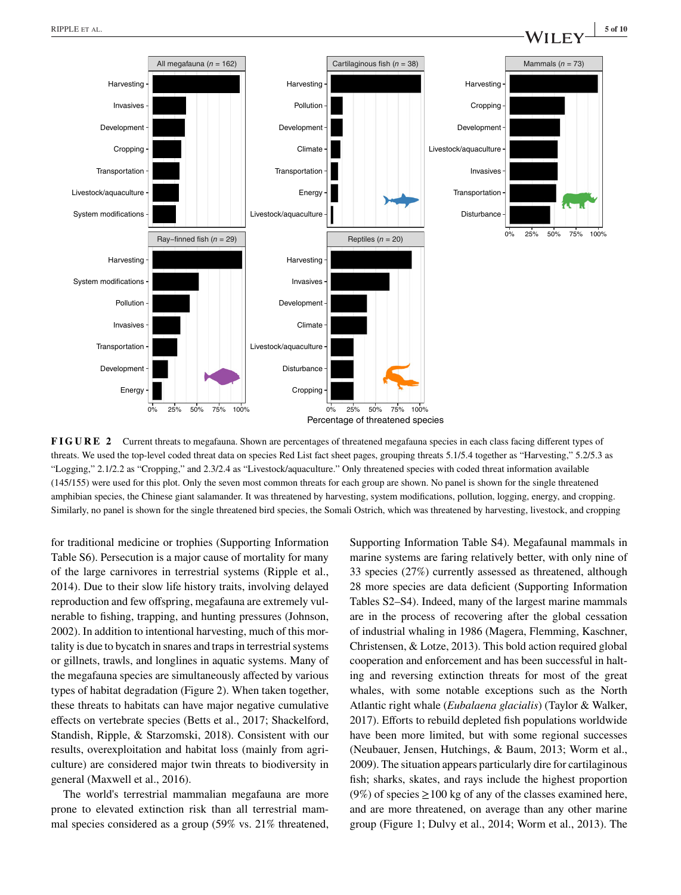**FIGURE 2** Current threats to megafauna. Shown are percentages of threatened megafauna species in each class facing different types of threats. We used the top-level coded threat data on species Red List fact sheet pages, grouping threats 5.1/5.4 together as "Harvesting," 5.2/5.3 as "Logging," 2.1/2.2 as "Cropping," and 2.3/2.4 as "Livestock/aquaculture." Only threatened species with coded threat information available (145/155) were used for this plot. Only the seven most common threats for each group are shown. No panel is shown for the single threatened amphibian species, the Chinese giant salamander. It was threatened by harvesting, system modifications, pollution, logging, energy, and cropping. Similarly, no panel is shown for the single threatened bird species, the Somali Ostrich, which was threatened by harvesting, livestock, and cropping

for traditional medicine or trophies (Supporting Information Table S6). Persecution is a major cause of mortality for many of the large carnivores in terrestrial systems (Ripple et al., 2014). Due to their slow life history traits, involving delayed reproduction and few offspring, megafauna are extremely vulnerable to fishing, trapping, and hunting pressures (Johnson, 2002). In addition to intentional harvesting, much of this mortality is due to bycatch in snares and traps in terrestrial systems or gillnets, trawls, and longlines in aquatic systems. Many of the megafauna species are simultaneously affected by various types of habitat degradation (Figure 2). When taken together, these threats to habitats can have major negative cumulative effects on vertebrate species (Betts et al., 2017; Shackelford, Standish, Ripple, & Starzomski, 2018). Consistent with our results, overexploitation and habitat loss (mainly from agriculture) are considered major twin threats to biodiversity in general (Maxwell et al., 2016).

The world's terrestrial mammalian megafauna are more prone to elevated extinction risk than all terrestrial mammal species considered as a group (59% vs. 21% threatened, Supporting Information Table S4). Megafaunal mammals in marine systems are faring relatively better, with only nine of 33 species (27%) currently assessed as threatened, although 28 more species are data deficient (Supporting Information Tables S2–S4). Indeed, many of the largest marine mammals are in the process of recovering after the global cessation of industrial whaling in 1986 (Magera, Flemming, Kaschner, Christensen, & Lotze, 2013). This bold action required global cooperation and enforcement and has been successful in halting and reversing extinction threats for most of the great whales, with some notable exceptions such as the North Atlantic right whale (*Eubalaena glacialis*) (Taylor & Walker, 2017). Efforts to rebuild depleted fish populations worldwide have been more limited, but with some regional successes (Neubauer, Jensen, Hutchings, & Baum, 2013; Worm et al., 2009). The situation appears particularly dire for cartilaginous fish; sharks, skates, and rays include the highest proportion (9%) of species ≥100 kg of any of the classes examined here, and are more threatened, on average than any other marine group (Figure 1; Dulvy et al., 2014; Worm et al., 2013). The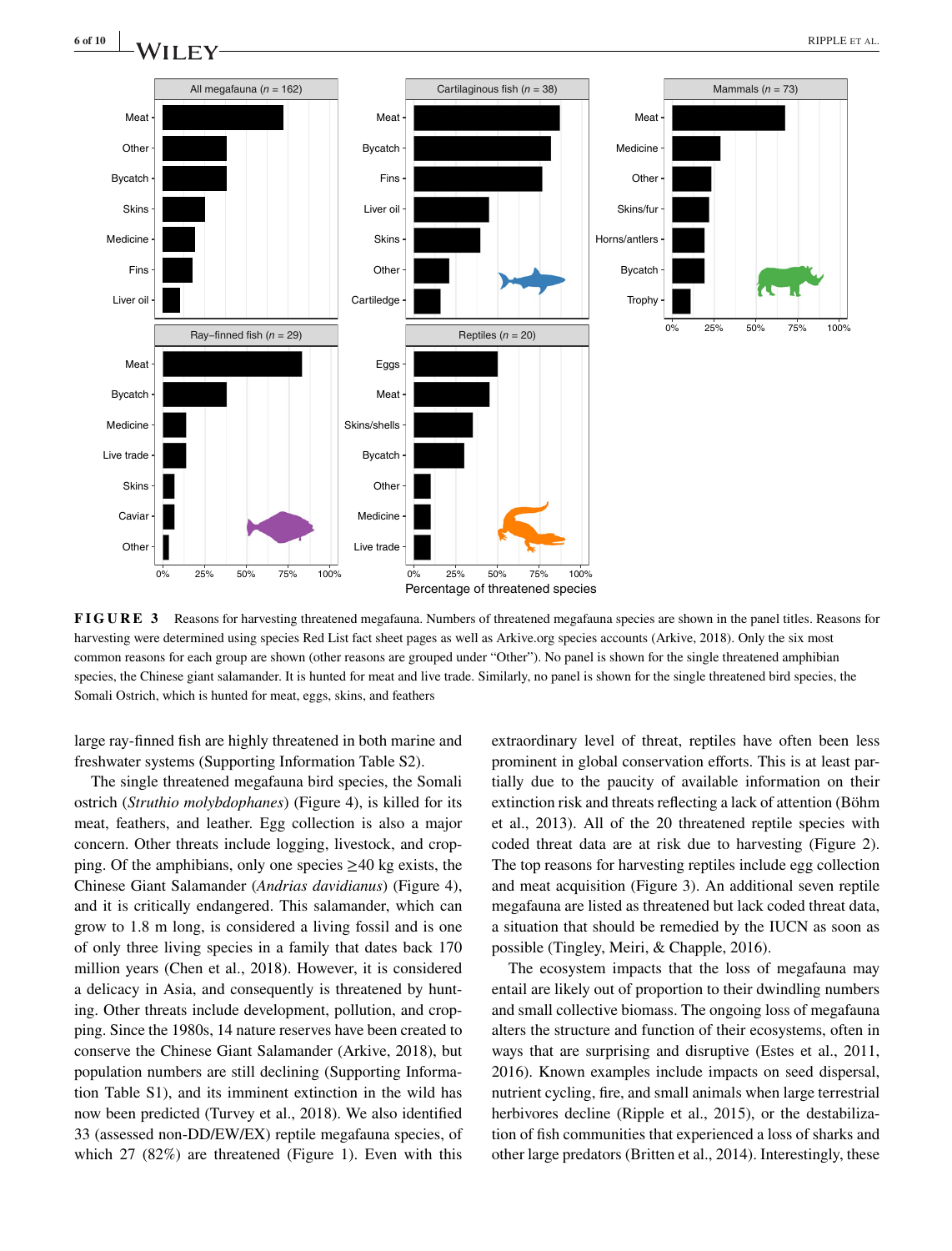**FIGURE 3** Reasons for harvesting threatened megafauna. Numbers of threatened megafauna species are shown in the panel titles. Reasons for harvesting were determined using species Red List fact sheet pages as well as Arkive.org species accounts (Arkive, 2018). Only the six most common reasons for each group are shown (other reasons are grouped under "Other"). No panel is shown for the single threatened amphibian species, the Chinese giant salamander. It is hunted for meat and live trade. Similarly, no panel is shown for the single threatened bird species, the Somali Ostrich, which is hunted for meat, eggs, skins, and feathers

large ray-finned fish are highly threatened in both marine and freshwater systems (Supporting Information Table S2).

The single threatened megafauna bird species, the Somali ostrich (*Struthio molybdophanes*) (Figure 4), is killed for its meat, feathers, and leather. Egg collection is also a major concern. Other threats include logging, livestock, and cropping. Of the amphibians, only one species ≥40 kg exists, the Chinese Giant Salamander (*Andrias davidianus*) (Figure 4), and it is critically endangered. This salamander, which can grow to 1.8 m long, is considered a living fossil and is one of only three living species in a family that dates back 170 million years (Chen et al., 2018). However, it is considered a delicacy in Asia, and consequently is threatened by hunting. Other threats include development, pollution, and cropping. Since the 1980s, 14 nature reserves have been created to conserve the Chinese Giant Salamander (Arkive, 2018), but population numbers are still declining (Supporting Information Table S1), and its imminent extinction in the wild has now been predicted (Turvey et al., 2018). We also identified 33 (assessed non-DD/EW/EX) reptile megafauna species, of which 27 (82%) are threatened (Figure 1). Even with this extraordinary level of threat, reptiles have often been less prominent in global conservation efforts. This is at least partially due to the paucity of available information on their extinction risk and threats reflecting a lack of attention (Böhm et al., 2013). All of the 20 threatened reptile species with coded threat data are at risk due to harvesting (Figure 2). The top reasons for harvesting reptiles include egg collection and meat acquisition (Figure 3). An additional seven reptile megafauna are listed as threatened but lack coded threat data, a situation that should be remedied by the IUCN as soon as possible (Tingley, Meiri, & Chapple, 2016).

The ecosystem impacts that the loss of megafauna may entail are likely out of proportion to their dwindling numbers and small collective biomass. The ongoing loss of megafauna alters the structure and function of their ecosystems, often in ways that are surprising and disruptive (Estes et al., 2011, 2016). Known examples include impacts on seed dispersal, nutrient cycling, fire, and small animals when large terrestrial herbivores decline (Ripple et al., 2015), or the destabilization of fish communities that experienced a loss of sharks and other large predators (Britten et al., 2014). Interestingly, these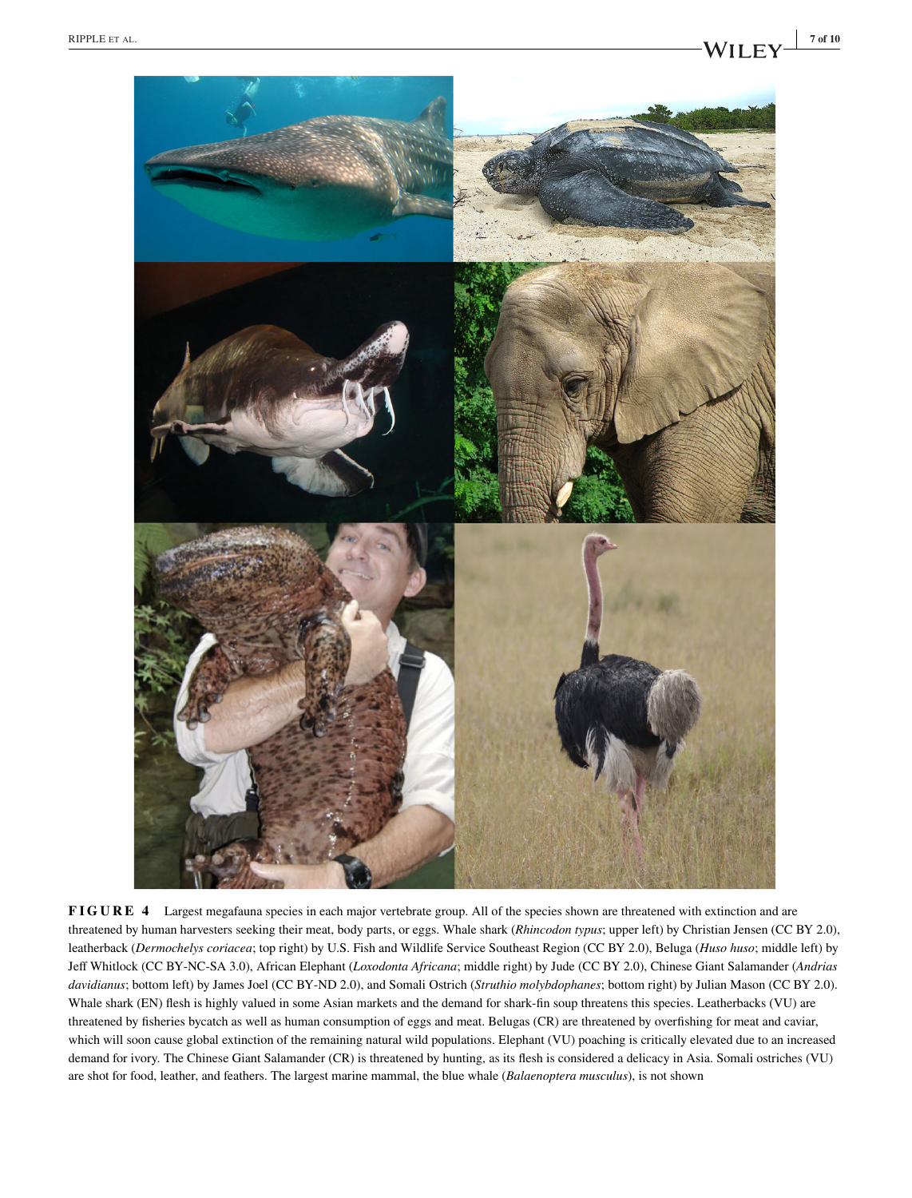**FIGURE 4** Largest megafauna species in each major vertebrate group. All of the species shown are threatened with extinction and are threatened by human harvesters seeking their meat, body parts, or eggs. Whale shark (*Rhincodon typus*; upper left) by Christian Jensen (CC BY 2.0), leatherback (*Dermochelys coriacea*; top right) by U.S. Fish and Wildlife Service Southeast Region (CC BY 2.0), Beluga (*Huso huso*; middle left) by Jeff Whitlock (CC BY-NC-SA 3.0), African Elephant (*Loxodonta Africana*; middle right) by Jude (CC BY 2.0), Chinese Giant Salamander (*Andrias davidianus*; bottom left) by James Joel (CC BY-ND 2.0), and Somali Ostrich (*Struthio molybdophanes*; bottom right) by Julian Mason (CC BY 2.0). Whale shark (EN) flesh is highly valued in some Asian markets and the demand for shark-fin soup threatens this species. Leatherbacks (VU) are threatened by fisheries bycatch as well as human consumption of eggs and meat. Belugas (CR) are threatened by overfishing for meat and caviar, which will soon cause global extinction of the remaining natural wild populations. Elephant (VU) poaching is critically elevated due to an increased demand for ivory. The Chinese Giant Salamander (CR) is threatened by hunting, as its flesh is considered a delicacy in Asia. Somali ostriches (VU) are shot for food, leather, and feathers. The largest marine mammal, the blue whale (*Balaenoptera musculus*), is not shown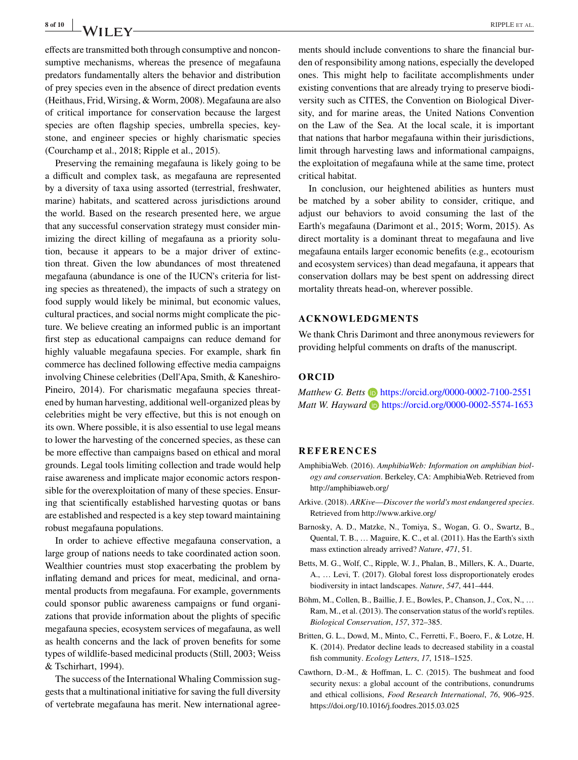effects are transmitted both through consumptive and nonconsumptive mechanisms, whereas the presence of megafauna predators fundamentally alters the behavior and distribution of prey species even in the absence of direct predation events (Heithaus, Frid, Wirsing, & Worm, 2008). Megafauna are also of critical importance for conservation because the largest species are often flagship species, umbrella species, keystone, and engineer species or highly charismatic species (Courchamp et al., 2018; Ripple et al., 2015).

Preserving the remaining megafauna is likely going to be a difficult and complex task, as megafauna are represented by a diversity of taxa using assorted (terrestrial, freshwater, marine) habitats, and scattered across jurisdictions around the world. Based on the research presented here, we argue that any successful conservation strategy must consider minimizing the direct killing of megafauna as a priority solution, because it appears to be a major driver of extinction threat. Given the low abundances of most threatened megafauna (abundance is one of the IUCN's criteria for listing species as threatened), the impacts of such a strategy on food supply would likely be minimal, but economic values, cultural practices, and social norms might complicate the picture. We believe creating an informed public is an important first step as educational campaigns can reduce demand for highly valuable megafauna species. For example, shark fin commerce has declined following effective media campaigns involving Chinese celebrities (Dell'Apa, Smith, & Kaneshiro-Pineiro, 2014). For charismatic megafauna species threatened by human harvesting, additional well-organized pleas by celebrities might be very effective, but this is not enough on its own. Where possible, it is also essential to use legal means to lower the harvesting of the concerned species, as these can be more effective than campaigns based on ethical and moral grounds. Legal tools limiting collection and trade would help raise awareness and implicate major economic actors responsible for the overexploitation of many of these species. Ensuring that scientifically established harvesting quotas or bans are established and respected is a key step toward maintaining robust megafauna populations.

In order to achieve effective megafauna conservation, a large group of nations needs to take coordinated action soon. Wealthier countries must stop exacerbating the problem by inflating demand and prices for meat, medicinal, and ornamental products from megafauna. For example, governments could sponsor public awareness campaigns or fund organizations that provide information about the plights of specific megafauna species, ecosystem services of megafauna, as well as health concerns and the lack of proven benefits for some types of wildlife-based medicinal products (Still, 2003; Weiss & Tschirhart, 1994).

The success of the International Whaling Commission suggests that a multinational initiative for saving the full diversity of vertebrate megafauna has merit. New international agreements should include conventions to share the financial burden of responsibility among nations, especially the developed ones. This might help to facilitate accomplishments under existing conventions that are already trying to preserve biodiversity such as CITES, the Convention on Biological Diversity, and for marine areas, the United Nations Convention on the Law of the Sea. At the local scale, it is important that nations that harbor megafauna within their jurisdictions, limit through harvesting laws and informational campaigns, the exploitation of megafauna while at the same time, protect critical habitat.

In conclusion, our heightened abilities as hunters must be matched by a sober ability to consider, critique, and adjust our behaviors to avoid consuming the last of the Earth's megafauna (Darimont et al., 2015; Worm, 2015). As direct mortality is a dominant threat to megafauna and live megafauna entails larger economic benefits (e.g., ecotourism and ecosystem services) than dead megafauna, it appears that conservation dollars may be best spent on addressing direct mortality threats head-on, wherever possible.

## ACKNOWLEDGMENTS

We thank Chris Darimont and three anonymous reviewers for providing helpful comments on drafts of the manuscript.

## ORCID

*Matthew G. Betts* https://orcid.org/0000-0002-7100-2551
*Matt W. Hayward* https://orcid.org/0000-0002-5574-1653

## REFERENCES

AmphibiaWeb. (2016). *AmphibiaWeb: Information on amphibian biology and conservation*. Berkeley, CA: AmphibiaWeb. Retrieved from http://amphibiaweb.org/

Arkive. (2018). *ARKive—Discover the world's most endangered species*. Retrieved from http://www.arkive.org/

Barnosky, A. D., Matzke, N., Tomiya, S., Wogan, G. O., Swartz, B., Quental, T. B., … Maguire, K. C., et al. (2011). Has the Earth's sixth mass extinction already arrived? *Nature*, *471*, 51.

Betts, M. G., Wolf, C., Ripple, W. J., Phalan, B., Millers, K. A., Duarte, A., … Levi, T. (2017). Global forest loss disproportionately erodes biodiversity in intact landscapes. *Nature*, *547*, 441–444.

Böhm, M., Collen, B., Baillie, J. E., Bowles, P., Chanson, J., Cox, N., … Ram, M., et al. (2013). The conservation status of the world's reptiles. *Biological Conservation*, *157*, 372–385.

Britten, G. L., Dowd, M., Minto, C., Ferretti, F., Boero, F., & Lotze, H. K. (2014). Predator decline leads to decreased stability in a coastal fish community. *Ecology Letters*, *17*, 1518–1525.

Cawthorn, D.-M., & Hoffman, L. C. (2015). The bushmeat and food security nexus: a global account of the contributions, conundrums and ethical collisions, *Food Research International*, *76*, 906–925. https://doi.org/10.1016/j.foodres.2015.03.025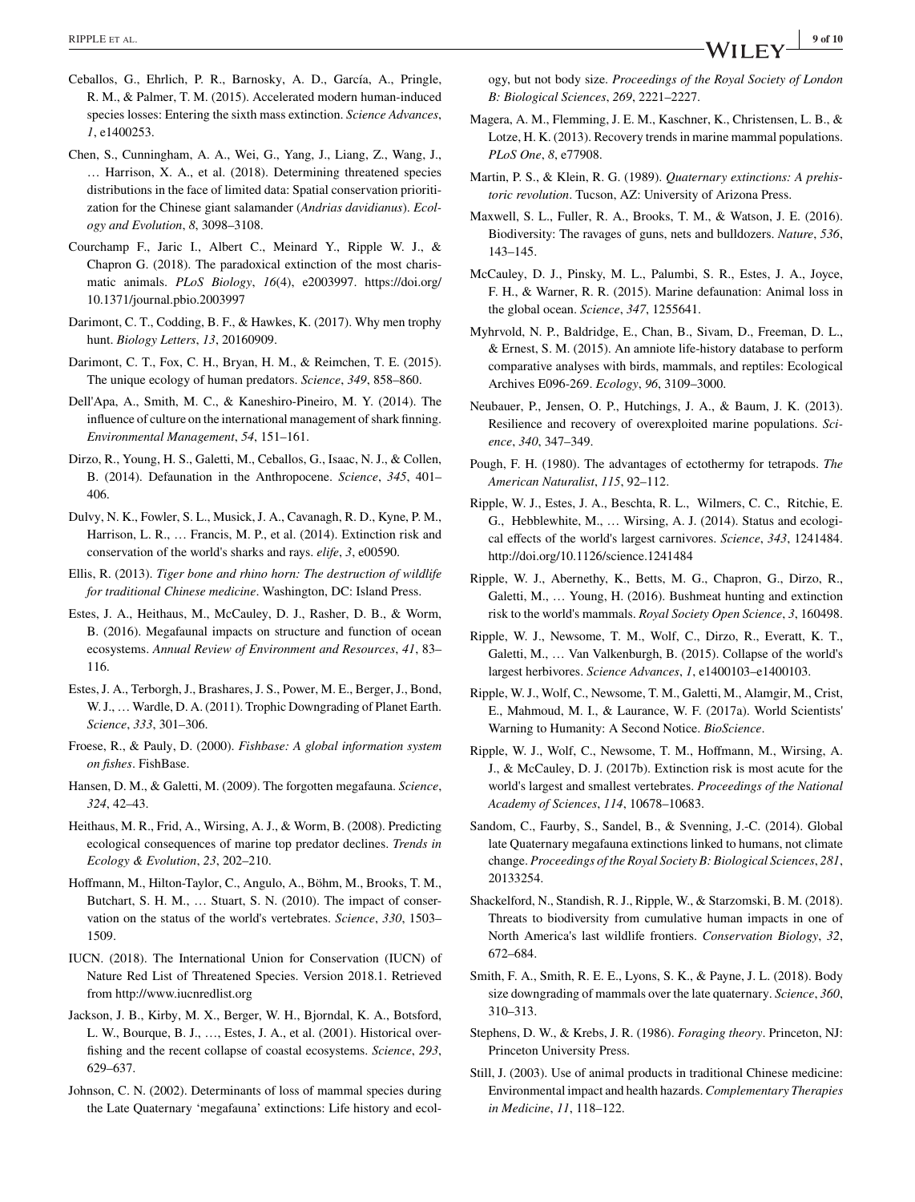Ceballos, G., Ehrlich, P. R., Barnosky, A. D., García, A., Pringle, R. M., & Palmer, T. M. (2015). Accelerated modern human-induced species losses: Entering the sixth mass extinction. *Science Advances*, *1*, e1400253.

Chen, S., Cunningham, A. A., Wei, G., Yang, J., Liang, Z., Wang, J., … Harrison, X. A., et al. (2018). Determining threatened species distributions in the face of limited data: Spatial conservation prioritization for the Chinese giant salamander (*Andrias davidianus*). *Ecology and Evolution*, *8*, 3098–3108.

Courchamp F., Jaric I., Albert C., Meinard Y., Ripple W. J., & Chapron G. (2018). The paradoxical extinction of the most charismatic animals. *PLoS Biology*, *16*(4), e2003997. https://doi.org/10.1371/journal.pbio.2003997

Darimont, C. T., Codding, B. F., & Hawkes, K. (2017). Why men trophy hunt. *Biology Letters*, *13*, 20160909.

Darimont, C. T., Fox, C. H., Bryan, H. M., & Reimchen, T. E. (2015). The unique ecology of human predators. *Science*, *349*, 858–860.

Dell'Apa, A., Smith, M. C., & Kaneshiro-Pineiro, M. Y. (2014). The influence of culture on the international management of shark finning. *Environmental Management*, *54*, 151–161.

Dirzo, R., Young, H. S., Galetti, M., Ceballos, G., Isaac, N. J., & Collen, B. (2014). Defaunation in the Anthropocene. *Science*, *345*, 401–406.

Dulvy, N. K., Fowler, S. L., Musick, J. A., Cavanagh, R. D., Kyne, P. M., Harrison, L. R., … Francis, M. P., et al. (2014). Extinction risk and conservation of the world's sharks and rays. *elife*, *3*, e00590.

Ellis, R. (2013). *Tiger bone and rhino horn: The destruction of wildlife for traditional Chinese medicine*. Washington, DC: Island Press.

Estes, J. A., Heithaus, M., McCauley, D. J., Rasher, D. B., & Worm, B. (2016). Megafaunal impacts on structure and function of ocean ecosystems. *Annual Review of Environment and Resources*, *41*, 83–116.

Estes, J. A., Terborgh, J., Brashares, J. S., Power, M. E., Berger, J., Bond, W. J., … Wardle, D. A. (2011). Trophic Downgrading of Planet Earth. *Science*, *333*, 301–306.

Froese, R., & Pauly, D. (2000). *Fishbase: A global information system on fishes*. FishBase.

Hansen, D. M., & Galetti, M. (2009). The forgotten megafauna. *Science*, *324*, 42–43.

Heithaus, M. R., Frid, A., Wirsing, A. J., & Worm, B. (2008). Predicting ecological consequences of marine top predator declines. *Trends in Ecology & Evolution*, *23*, 202–210.

Hoffmann, M., Hilton-Taylor, C., Angulo, A., Böhm, M., Brooks, T. M., Butchart, S. H. M., … Stuart, S. N. (2010). The impact of conservation on the status of the world's vertebrates. *Science*, *330*, 1503–1509.

IUCN. (2018). The International Union for Conservation (IUCN) of Nature Red List of Threatened Species. Version 2018.1. Retrieved from http://www.iucnredlist.org

Jackson, J. B., Kirby, M. X., Berger, W. H., Bjorndal, K. A., Botsford, L. W., Bourque, B. J., …, Estes, J. A., et al. (2001). Historical overfishing and the recent collapse of coastal ecosystems. *Science*, *293*, 629–637.

Johnson, C. N. (2002). Determinants of loss of mammal species during the Late Quaternary 'megafauna' extinctions: Life history and ecology, but not body size. *Proceedings of the Royal Society of London B: Biological Sciences*, *269*, 2221–2227.

Magera, A. M., Flemming, J. E. M., Kaschner, K., Christensen, L. B., & Lotze, H. K. (2013). Recovery trends in marine mammal populations. *PLoS One*, *8*, e77908.

Martin, P. S., & Klein, R. G. (1989). *Quaternary extinctions: A prehistoric revolution*. Tucson, AZ: University of Arizona Press.

Maxwell, S. L., Fuller, R. A., Brooks, T. M., & Watson, J. E. (2016). Biodiversity: The ravages of guns, nets and bulldozers. *Nature*, *536*, 143–145.

McCauley, D. J., Pinsky, M. L., Palumbi, S. R., Estes, J. A., Joyce, F. H., & Warner, R. R. (2015). Marine defaunation: Animal loss in the global ocean. *Science*, *347*, 1255641.

Myhrvold, N. P., Baldridge, E., Chan, B., Sivam, D., Freeman, D. L., & Ernest, S. M. (2015). An amniote life-history database to perform comparative analyses with birds, mammals, and reptiles: Ecological Archives E096-269. *Ecology*, *96*, 3109–3000.

Neubauer, P., Jensen, O. P., Hutchings, J. A., & Baum, J. K. (2013). Resilience and recovery of overexploited marine populations. *Science*, *340*, 347–349.

Pough, F. H. (1980). The advantages of ectothermy for tetrapods. *The American Naturalist*, *115*, 92–112.

Ripple, W. J., Estes, J. A., Beschta, R. L., Wilmers, C. C., Ritchie, E. G., Hebblewhite, M., … Wirsing, A. J. (2014). Status and ecological effects of the world's largest carnivores. *Science*, *343*, 1241484. http://doi.org/10.1126/science.1241484

Ripple, W. J., Abernethy, K., Betts, M. G., Chapron, G., Dirzo, R., Galetti, M., … Young, H. (2016). Bushmeat hunting and extinction risk to the world's mammals. *Royal Society Open Science*, *3*, 160498.

Ripple, W. J., Newsome, T. M., Wolf, C., Dirzo, R., Everatt, K. T., Galetti, M., … Van Valkenburgh, B. (2015). Collapse of the world's largest herbivores. *Science Advances*, *1*, e1400103–e1400103.

Ripple, W. J., Wolf, C., Newsome, T. M., Galetti, M., Alamgir, M., Crist, E., Mahmoud, M. I., & Laurance, W. F. (2017a). World Scientists' Warning to Humanity: A Second Notice. *BioScience*.

Ripple, W. J., Wolf, C., Newsome, T. M., Hoffmann, M., Wirsing, A. J., & McCauley, D. J. (2017b). Extinction risk is most acute for the world's largest and smallest vertebrates. *Proceedings of the National Academy of Sciences*, *114*, 10678–10683.

Sandom, C., Faurby, S., Sandel, B., & Svenning, J.-C. (2014). Global late Quaternary megafauna extinctions linked to humans, not climate change. *Proceedings of the Royal Society B: Biological Sciences*, *281*, 20133254.

Shackelford, N., Standish, R. J., Ripple, W., & Starzomski, B. M. (2018). Threats to biodiversity from cumulative human impacts in one of North America's last wildlife frontiers. *Conservation Biology*, *32*, 672–684.

Smith, F. A., Smith, R. E. E., Lyons, S. K., & Payne, J. L. (2018). Body size downgrading of mammals over the late quaternary. *Science*, *360*, 310–313.

Stephens, D. W., & Krebs, J. R. (1986). *Foraging theory*. Princeton, NJ: Princeton University Press.

Still, J. (2003). Use of animal products in traditional Chinese medicine: Environmental impact and health hazards. *Complementary Therapies in Medicine*, *11*, 118–122.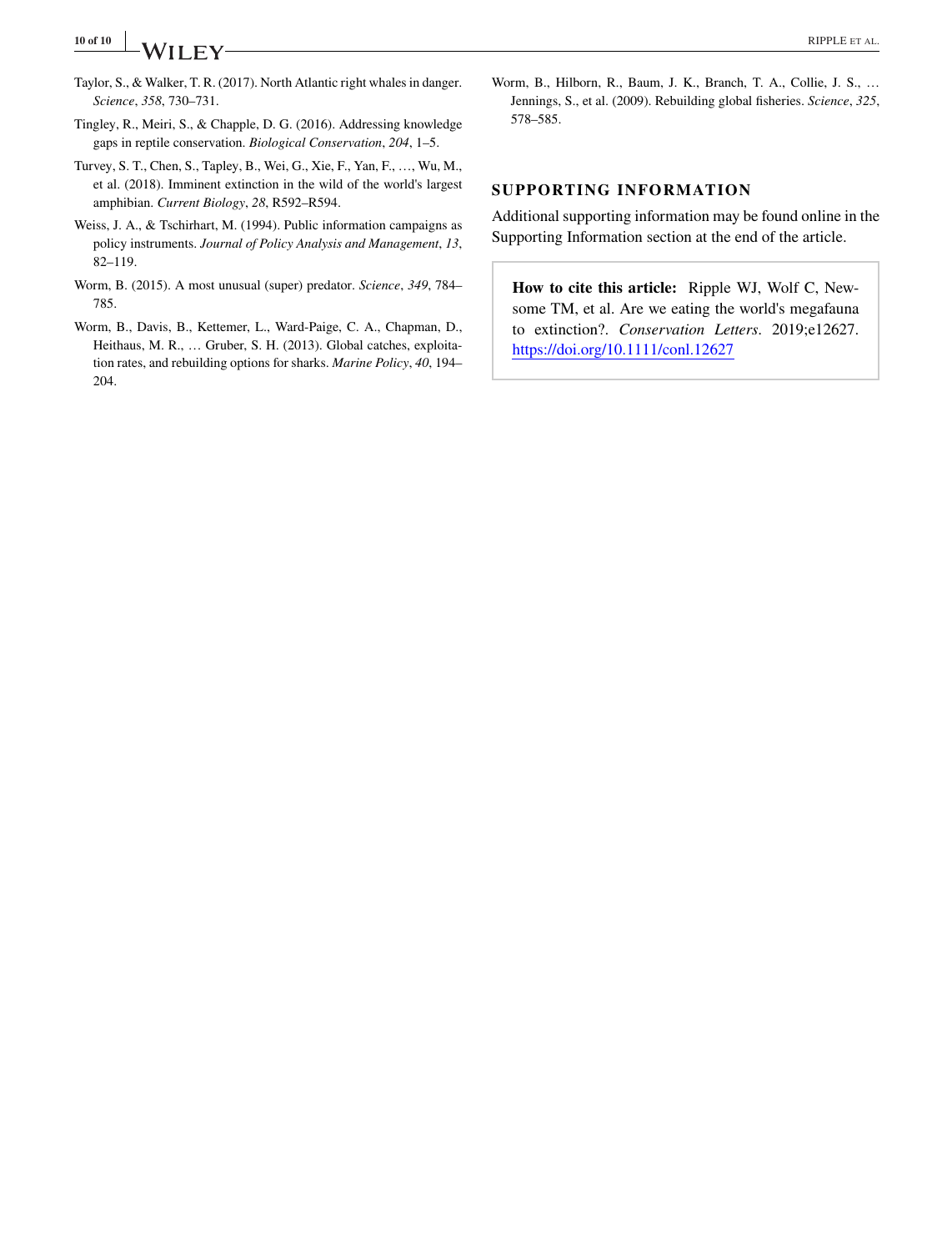Taylor, S., & Walker, T. R. (2017). North Atlantic right whales in danger. *Science*, *358*, 730–731.

Tingley, R., Meiri, S., & Chapple, D. G. (2016). Addressing knowledge gaps in reptile conservation. *Biological Conservation*, *204*, 1–5.

Turvey, S. T., Chen, S., Tapley, B., Wei, G., Xie, F., Yan, F., …, Wu, M., et al. (2018). Imminent extinction in the wild of the world's largest amphibian. *Current Biology*, *28*, R592–R594.

Weiss, J. A., & Tschirhart, M. (1994). Public information campaigns as policy instruments. *Journal of Policy Analysis and Management*, *13*, 82–119.

Worm, B. (2015). A most unusual (super) predator. *Science*, *349*, 784–785.

Worm, B., Davis, B., Kettemer, L., Ward-Paige, C. A., Chapman, D., Heithaus, M. R., … Gruber, S. H. (2013). Global catches, exploitation rates, and rebuilding options for sharks. *Marine Policy*, *40*, 194–204.

Worm, B., Hilborn, R., Baum, J. K., Branch, T. A., Collie, J. S., … Jennings, S., et al. (2009). Rebuilding global fisheries. *Science*, *325*, 578–585.

## SUPPORTING INFORMATION

Additional supporting information may be found online in the Supporting Information section at the end of the article.

**How to cite this article:** Ripple WJ, Wolf C, Newsome TM, et al. Are we eating the world's megafauna to extinction?. *Conservation Letters*. 2019;e12627. https://doi.org/10.1111/conl.12627